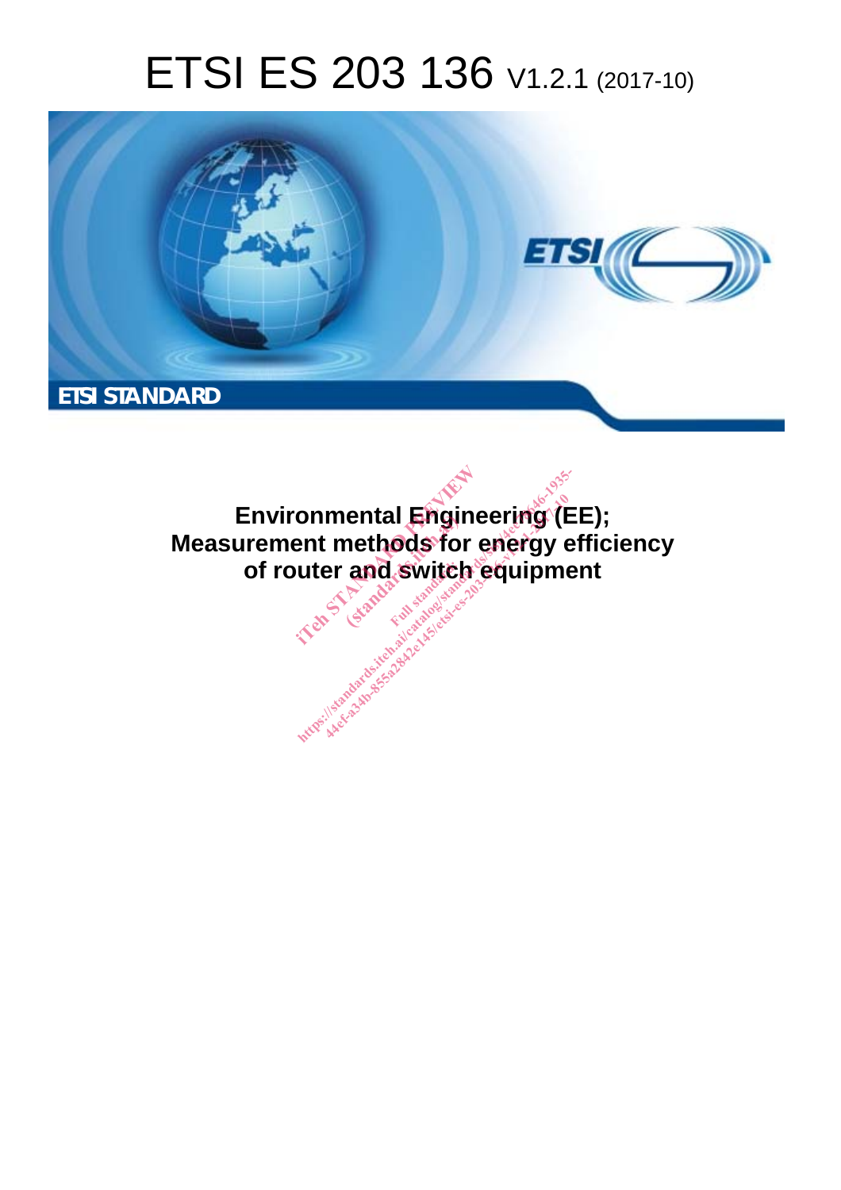# ETSI ES 203 136 V1.2.1 (2017-10)

**ETSI STANDARD**

**Environmental Engineering (EE); Measurement methods for energy efficiency of router and switch equipment**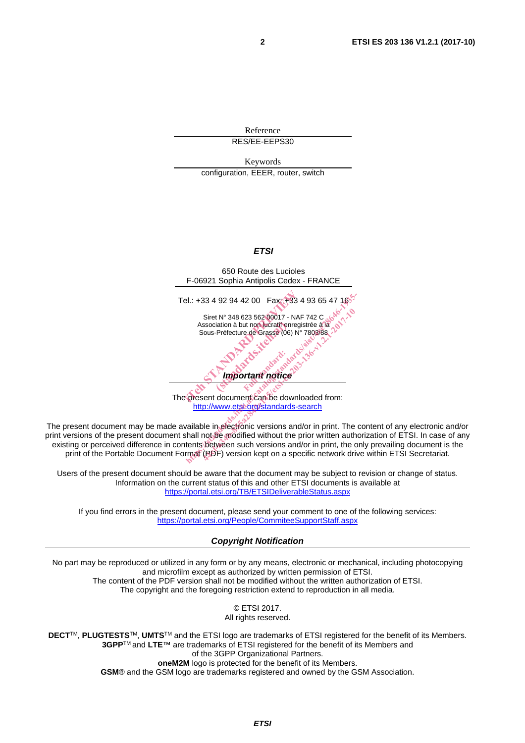Reference

RES/EE-EEPS30

Keywords

configuration, EEER, router, switch

***ETSI***

650 Route des Lucioles
F-06921 Sophia Antipolis Cedex - FRANCE

Tel.: +33 4 92 94 42 00 Fax: +33 4 93 65 47 16

Siret N° 348 623 562 00017 - NAF 742 C
Association à but non lucratif enregistrée à la
Sous-Préfecture de Grasse (06) N° 7803/88

***Important notice***

The present document can be downloaded from:
http://www.etsi.org/standards-search

The present document may be made available in electronic versions and/or in print. The content of any electronic and/or print versions of the present document shall not be modified without the prior written authorization of ETSI. In case of any existing or perceived difference in contents between such versions and/or in print, the only prevailing document is the print of the Portable Document Format (PDF) version kept on a specific network drive within ETSI Secretariat.

Users of the present document should be aware that the document may be subject to revision or change of status. Information on the current status of this and other ETSI documents is available at
https://portal.etsi.org/TB/ETSIDeliverableStatus.aspx

If you find errors in the present document, please send your comment to one of the following services:
https://portal.etsi.org/People/CommiteeSupportStaff.aspx

***Copyright Notification***

No part may be reproduced or utilized in any form or by any means, electronic or mechanical, including photocopying and microfilm except as authorized by written permission of ETSI.
The content of the PDF version shall not be modified without the written authorization of ETSI.
The copyright and the foregoing restriction extend to reproduction in all media.

© ETSI 2017.
All rights reserved.

**DECT**TM, **PLUGTESTS**TM, **UMTS**TM and the ETSI logo are trademarks of ETSI registered for the benefit of its Members.
**3GPP**TM and **LTE**™ are trademarks of ETSI registered for the benefit of its Members and of the 3GPP Organizational Partners.
**oneM2M** logo is protected for the benefit of its Members.
**GSM**® and the GSM logo are trademarks registered and owned by the GSM Association.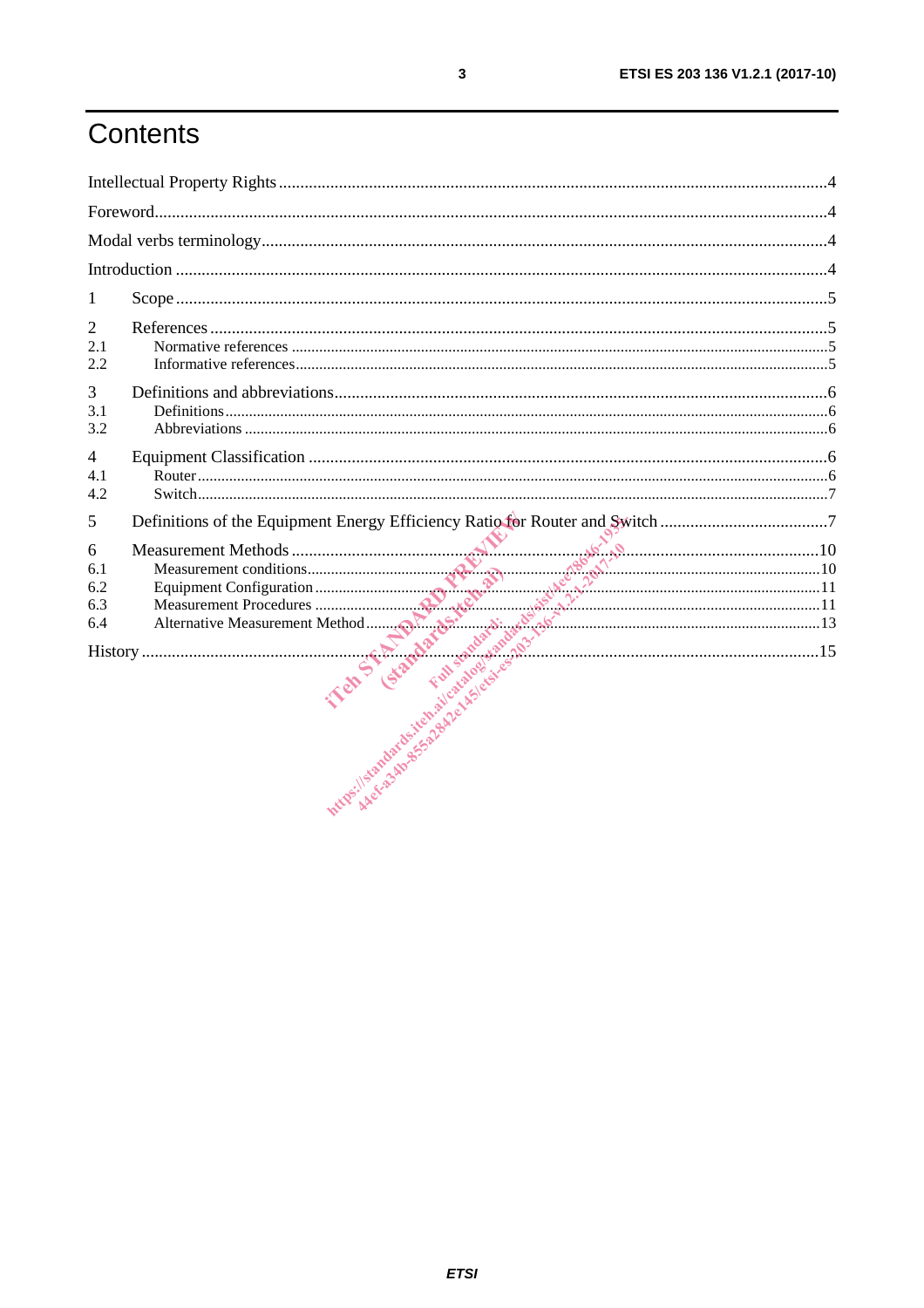# Contents

Intellectual Property Rights ....................................................................................................................4

Foreword....................................................................................................................................................4

Modal verbs terminology...........................................................................................................................4

Introduction ..............................................................................................................................................4

1 Scope ......................................................................................................................................................5

2 References ..............................................................................................................................................5
- 2.1 Normative references ........................................................................................................................5
- 2.2 Informative references.......................................................................................................................5

3 Definitions and abbreviations..................................................................................................................6
- 3.1 Definitions..........................................................................................................................................6
- 3.2 Abbreviations .....................................................................................................................................6

4 Equipment Classification ........................................................................................................................6
- 4.1 Router.................................................................................................................................................6
- 4.2 Switch.................................................................................................................................................7

5 Definitions of the Equipment Energy Efficiency Ratio for Router and Switch .......................................7

6 Measurement Methods ..........................................................................................................................10
- 6.1 Measurement conditions..................................................................................................................10
- 6.2 Equipment Configuration ................................................................................................................11
- 6.3 Measurement Procedures ................................................................................................................11
- 6.4 Alternative Measurement Method ...................................................................................................13

History ....................................................................................................................................................15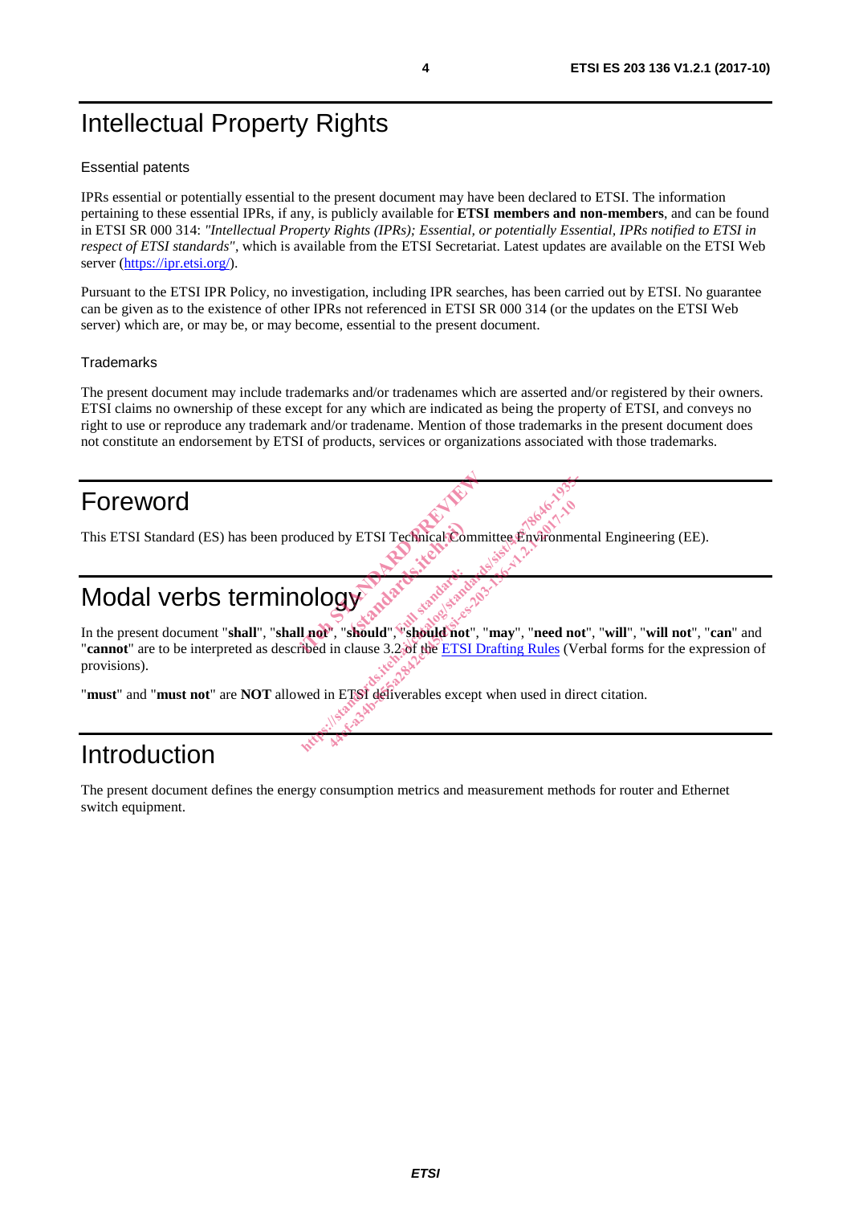# Intellectual Property Rights

Essential patents

IPRs essential or potentially essential to the present document may have been declared to ETSI. The information pertaining to these essential IPRs, if any, is publicly available for **ETSI members and non-members**, and can be found in ETSI SR 000 314: *"Intellectual Property Rights (IPRs); Essential, or potentially Essential, IPRs notified to ETSI in respect of ETSI standards"*, which is available from the ETSI Secretariat. Latest updates are available on the ETSI Web server (https://ipr.etsi.org/).

Pursuant to the ETSI IPR Policy, no investigation, including IPR searches, has been carried out by ETSI. No guarantee can be given as to the existence of other IPRs not referenced in ETSI SR 000 314 (or the updates on the ETSI Web server) which are, or may be, or may become, essential to the present document.

Trademarks

The present document may include trademarks and/or tradenames which are asserted and/or registered by their owners. ETSI claims no ownership of these except for any which are indicated as being the property of ETSI, and conveys no right to use or reproduce any trademark and/or tradename. Mention of those trademarks in the present document does not constitute an endorsement by ETSI of products, services or organizations associated with those trademarks.

# Foreword

This ETSI Standard (ES) has been produced by ETSI Technical Committee Environmental Engineering (EE).

# Modal verbs terminology

In the present document "**shall**", "**shall not**", "**should**", "**should not**", "**may**", "**need not**", "**will**", "**will not**", "**can**" and "**cannot**" are to be interpreted as described in clause 3.2 of the ETSI Drafting Rules (Verbal forms for the expression of provisions).

"**must**" and "**must not**" are **NOT** allowed in ETSI deliverables except when used in direct citation.

# Introduction

The present document defines the energy consumption metrics and measurement methods for router and Ethernet switch equipment.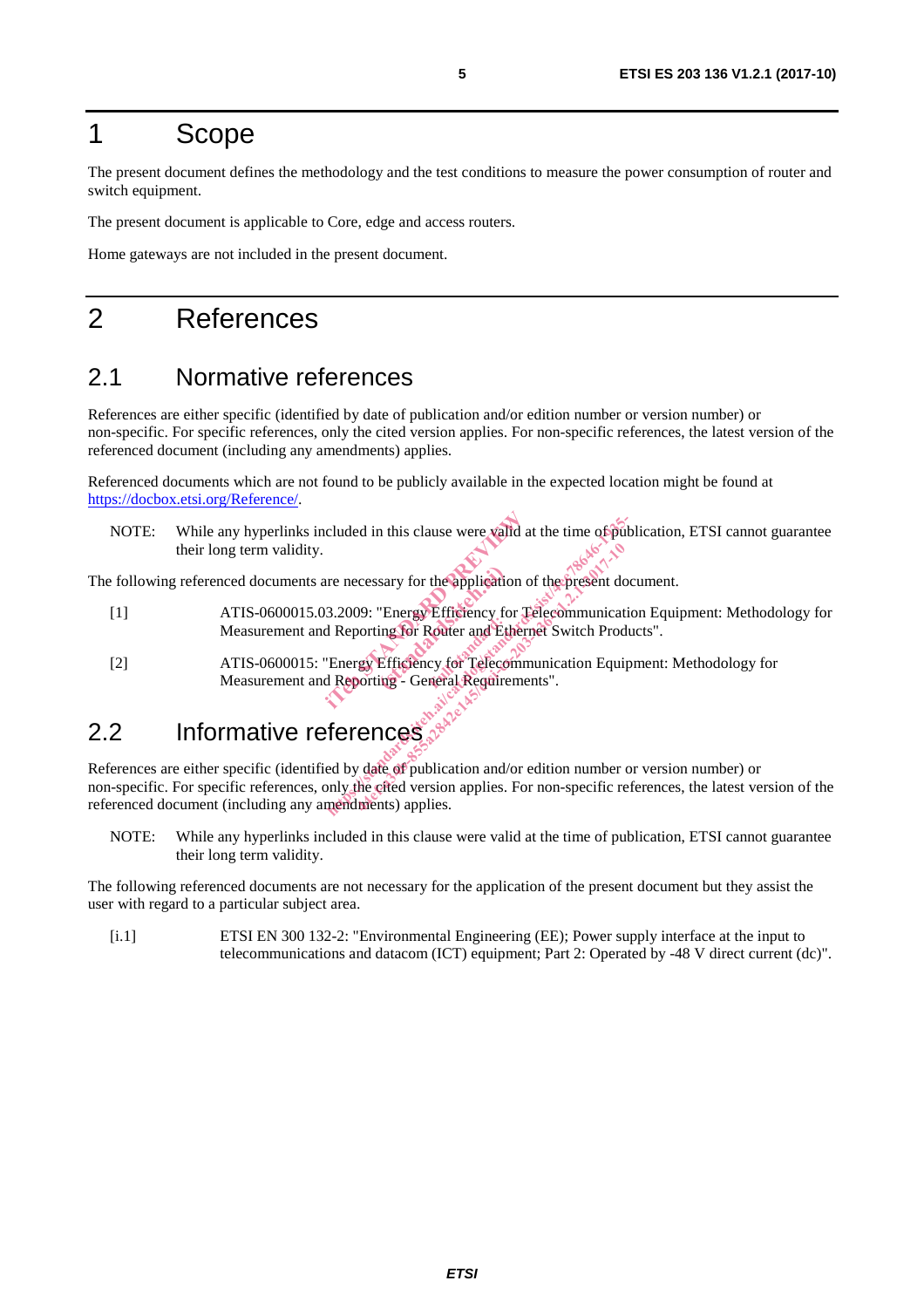# 1 Scope

The present document defines the methodology and the test conditions to measure the power consumption of router and switch equipment.

The present document is applicable to Core, edge and access routers.

Home gateways are not included in the present document.

# 2 References

## 2.1 Normative references

References are either specific (identified by date of publication and/or edition number or version number) or non-specific. For specific references, only the cited version applies. For non-specific references, the latest version of the referenced document (including any amendments) applies.

Referenced documents which are not found to be publicly available in the expected location might be found at https://docbox.etsi.org/Reference/.

NOTE: While any hyperlinks included in this clause were valid at the time of publication, ETSI cannot guarantee their long term validity.

The following referenced documents are necessary for the application of the present document.

[1] ATIS-0600015.03.2009: "Energy Efficiency for Telecommunication Equipment: Methodology for Measurement and Reporting for Router and Ethernet Switch Products".

[2] ATIS-0600015: "Energy Efficiency for Telecommunication Equipment: Methodology for Measurement and Reporting - General Requirements".

## 2.2 Informative references

References are either specific (identified by date of publication and/or edition number or version number) or non-specific. For specific references, only the cited version applies. For non-specific references, the latest version of the referenced document (including any amendments) applies.

NOTE: While any hyperlinks included in this clause were valid at the time of publication, ETSI cannot guarantee their long term validity.

The following referenced documents are not necessary for the application of the present document but they assist the user with regard to a particular subject area.

[i.1] ETSI EN 300 132-2: "Environmental Engineering (EE); Power supply interface at the input to telecommunications and datacom (ICT) equipment; Part 2: Operated by -48 V direct current (dc)".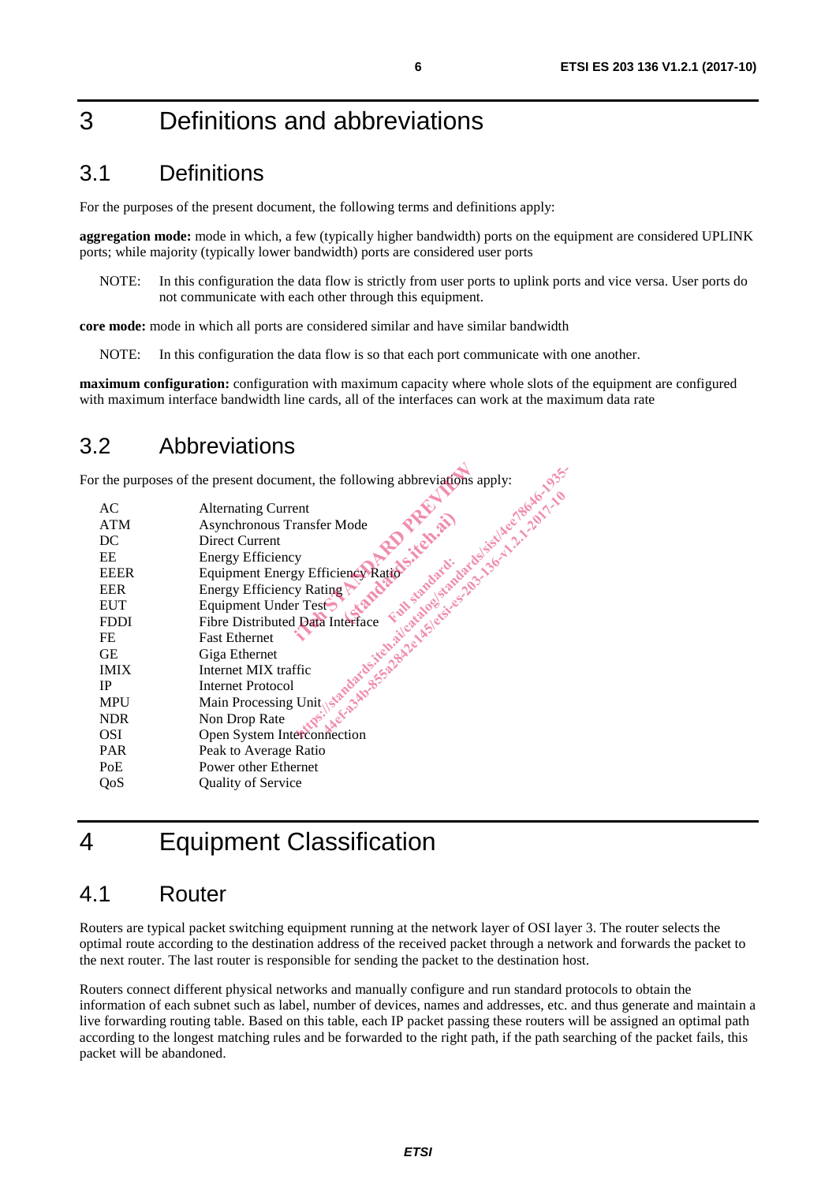# 3 Definitions and abbreviations

## 3.1 Definitions

For the purposes of the present document, the following terms and definitions apply:

**aggregation mode:** mode in which, a few (typically higher bandwidth) ports on the equipment are considered UPLINK ports; while majority (typically lower bandwidth) ports are considered user ports

NOTE: In this configuration the data flow is strictly from user ports to uplink ports and vice versa. User ports do not communicate with each other through this equipment.

**core mode:** mode in which all ports are considered similar and have similar bandwidth

NOTE: In this configuration the data flow is so that each port communicate with one another.

**maximum configuration:** configuration with maximum capacity where whole slots of the equipment are configured with maximum interface bandwidth line cards, all of the interfaces can work at the maximum data rate

## 3.2 Abbreviations

For the purposes of the present document, the following abbreviations apply:

| | |
|---|---|
| AC | Alternating Current |
| ATM | Asynchronous Transfer Mode |
| DC | Direct Current |
| EE | Energy Efficiency |
| EEER | Equipment Energy Efficiency Ratio |
| EER | Energy Efficiency Rating |
| EUT | Equipment Under Test |
| FDDI | Fibre Distributed Data Interface |
| FE | Fast Ethernet |
| GE | Giga Ethernet |
| IMIX | Internet MIX traffic |
| IP | Internet Protocol |
| MPU | Main Processing Unit |
| NDR | Non Drop Rate |
| OSI | Open System Interconnection |
| PAR | Peak to Average Ratio |
| PoE | Power other Ethernet |
| QoS | Quality of Service |

# 4 Equipment Classification

## 4.1 Router

Routers are typical packet switching equipment running at the network layer of OSI layer 3. The router selects the optimal route according to the destination address of the received packet through a network and forwards the packet to the next router. The last router is responsible for sending the packet to the destination host.

Routers connect different physical networks and manually configure and run standard protocols to obtain the information of each subnet such as label, number of devices, names and addresses, etc. and thus generate and maintain a live forwarding routing table. Based on this table, each IP packet passing these routers will be assigned an optimal path according to the longest matching rules and be forwarded to the right path, if the path searching of the packet fails, this packet will be abandoned.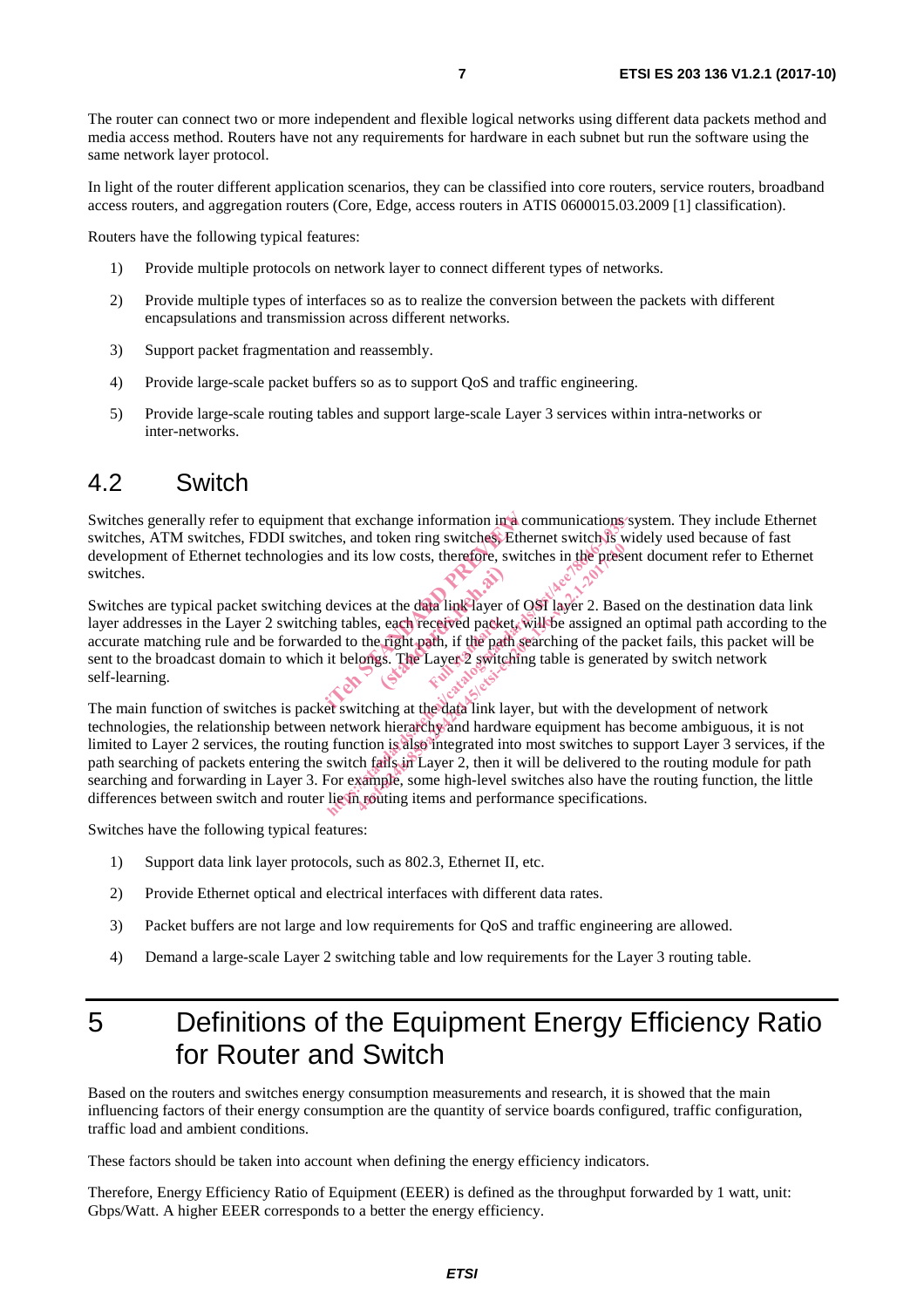The router can connect two or more independent and flexible logical networks using different data packets method and media access method. Routers have not any requirements for hardware in each subnet but run the software using the same network layer protocol.

In light of the router different application scenarios, they can be classified into core routers, service routers, broadband access routers, and aggregation routers (Core, Edge, access routers in ATIS 0600015.03.2009 [1] classification).

Routers have the following typical features:

1) Provide multiple protocols on network layer to connect different types of networks.

2) Provide multiple types of interfaces so as to realize the conversion between the packets with different encapsulations and transmission across different networks.

3) Support packet fragmentation and reassembly.

4) Provide large-scale packet buffers so as to support QoS and traffic engineering.

5) Provide large-scale routing tables and support large-scale Layer 3 services within intra-networks or inter-networks.

## 4.2 Switch

Switches generally refer to equipment that exchange information in a communications system. They include Ethernet switches, ATM switches, FDDI switches, and token ring switches, Ethernet switch is widely used because of fast development of Ethernet technologies and its low costs, therefore, switches in the present document refer to Ethernet switches.

Switches are typical packet switching devices at the data link layer of OSI layer 2. Based on the destination data link layer addresses in the Layer 2 switching tables, each received packet will be assigned an optimal path according to the accurate matching rule and be forwarded to the right path, if the path searching of the packet fails, this packet will be sent to the broadcast domain to which it belongs. The Layer 2 switching table is generated by switch network self-learning.

The main function of switches is packet switching at the data link layer, but with the development of network technologies, the relationship between network hierarchy and hardware equipment has become ambiguous, it is not limited to Layer 2 services, the routing function is also integrated into most switches to support Layer 3 services, if the path searching of packets entering the switch fails in Layer 2, then it will be delivered to the routing module for path searching and forwarding in Layer 3. For example, some high-level switches also have the routing function, the little differences between switch and router lie in routing items and performance specifications.

Switches have the following typical features:

1) Support data link layer protocols, such as 802.3, Ethernet II, etc.

2) Provide Ethernet optical and electrical interfaces with different data rates.

3) Packet buffers are not large and low requirements for QoS and traffic engineering are allowed.

4) Demand a large-scale Layer 2 switching table and low requirements for the Layer 3 routing table.

# 5 Definitions of the Equipment Energy Efficiency Ratio for Router and Switch

Based on the routers and switches energy consumption measurements and research, it is showed that the main influencing factors of their energy consumption are the quantity of service boards configured, traffic configuration, traffic load and ambient conditions.

These factors should be taken into account when defining the energy efficiency indicators.

Therefore, Energy Efficiency Ratio of Equipment (EEER) is defined as the throughput forwarded by 1 watt, unit: Gbps/Watt. A higher EEER corresponds to a better the energy efficiency.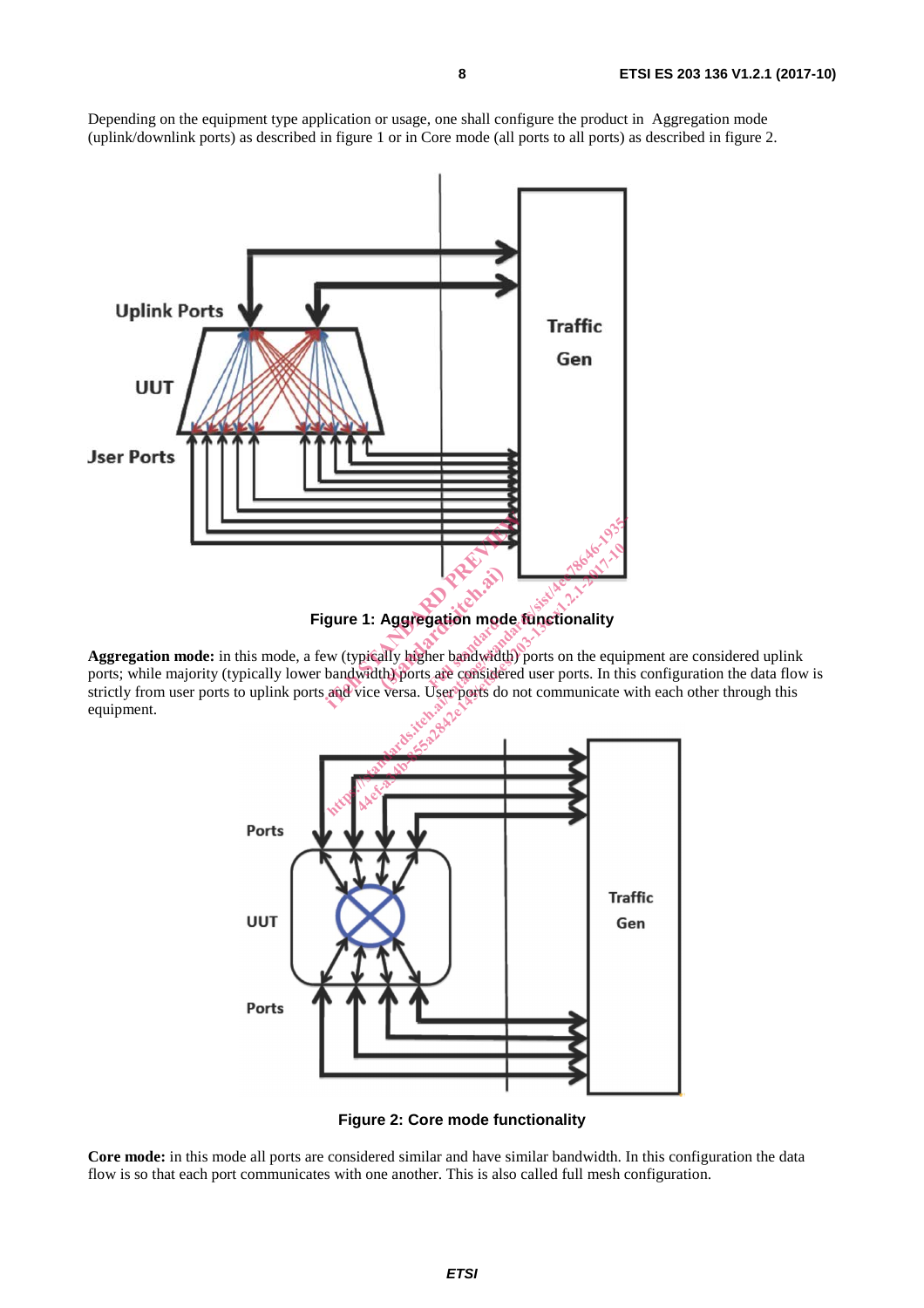Depending on the equipment type application or usage, one shall configure the product in Aggregation mode (uplink/downlink ports) as described in figure 1 or in Core mode (all ports to all ports) as described in figure 2.

**Figure 1: Aggregation mode functionality**

**Aggregation mode:** in this mode, a few (typically higher bandwidth) ports on the equipment are considered uplink ports; while majority (typically lower bandwidth) ports are considered user ports. In this configuration the data flow is strictly from user ports to uplink ports and vice versa. User ports do not communicate with each other through this equipment.

**Figure 2: Core mode functionality**

**Core mode:** in this mode all ports are considered similar and have similar bandwidth. In this configuration the data flow is so that each port communicates with one another. This is also called full mesh configuration.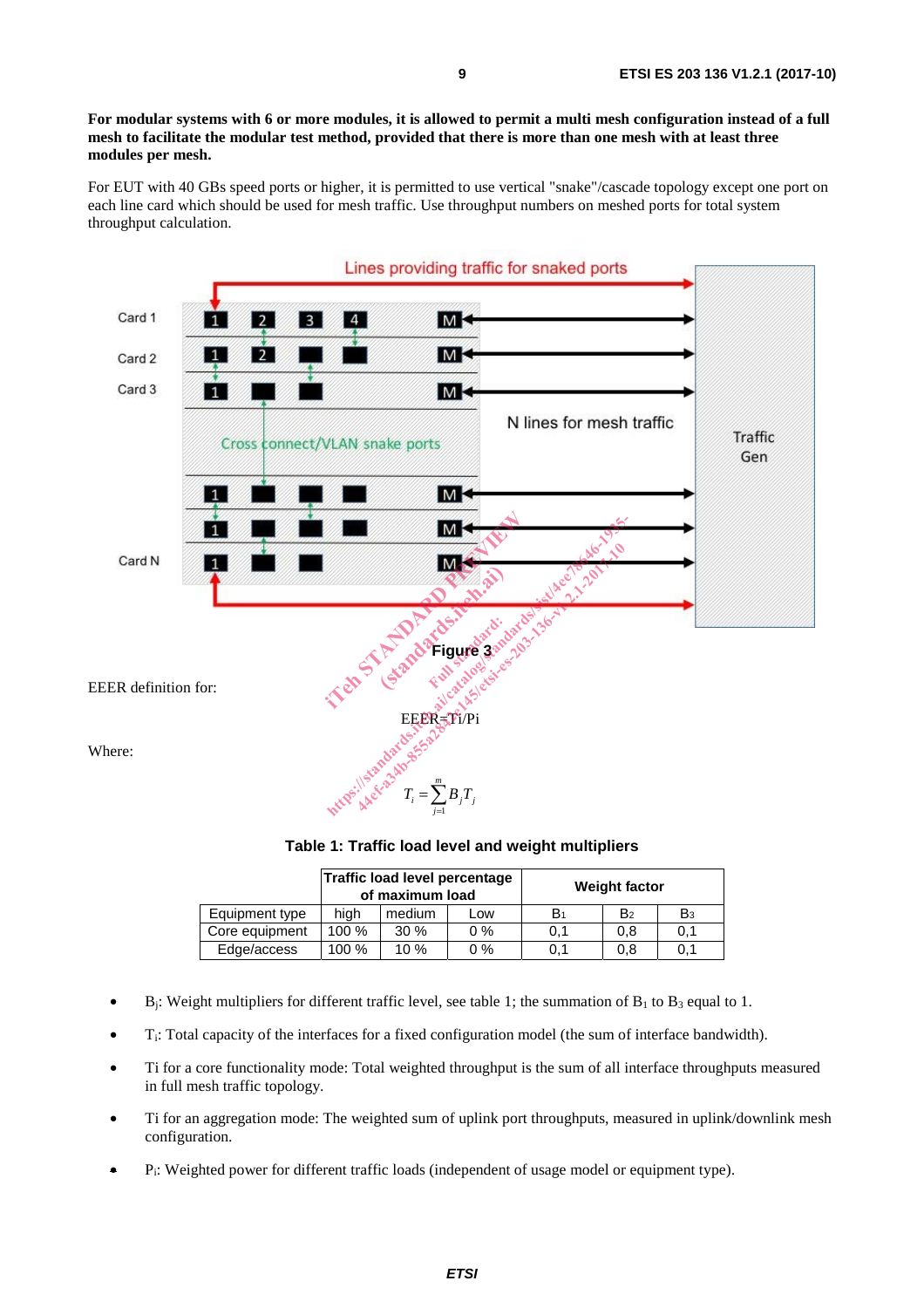**For modular systems with 6 or more modules, it is allowed to permit a multi mesh configuration instead of a full mesh to facilitate the modular test method, provided that there is more than one mesh with at least three modules per mesh.**

For EUT with 40 GBs speed ports or higher, it is permitted to use vertical "snake"/cascade topology except one port on each line card which should be used for mesh traffic. Use throughput numbers on meshed ports for total system throughput calculation.

Lines providing traffic for snaked ports

Card 1

Card 2

Card 3

Card N

Cross connect/VLAN snake ports

N lines for mesh traffic

Traffic Gen

**Figure 3**

EEER definition for:

EEER=Ti/Pi

Where:

$$T_i = \sum_{j=1}^{m} B_j T_j$$

**Table 1: Traffic load level and weight multipliers**

| | Traffic load level percentage of maximum load | | | Weight factor | | |
|---|---|---|---|---|---|---|
| Equipment type | high | medium | Low | $B_1$ | $B_2$ | $B_3$ |
| Core equipment | 100 % | 30 % | 0 % | 0,1 | 0,8 | 0,1 |
| Edge/access | 100 % | 10 % | 0 % | 0,1 | 0,8 | 0,1 |

- $B_j$: Weight multipliers for different traffic level, see table 1; the summation of $B_1$ to $B_3$ equal to 1.
- $T_i$: Total capacity of the interfaces for a fixed configuration model (the sum of interface bandwidth).
- Ti for a core functionality mode: Total weighted throughput is the sum of all interface throughputs measured in full mesh traffic topology.
- Ti for an aggregation mode: The weighted sum of uplink port throughputs, measured in uplink/downlink mesh configuration.
- $P_i$: Weighted power for different traffic loads (independent of usage model or equipment type).